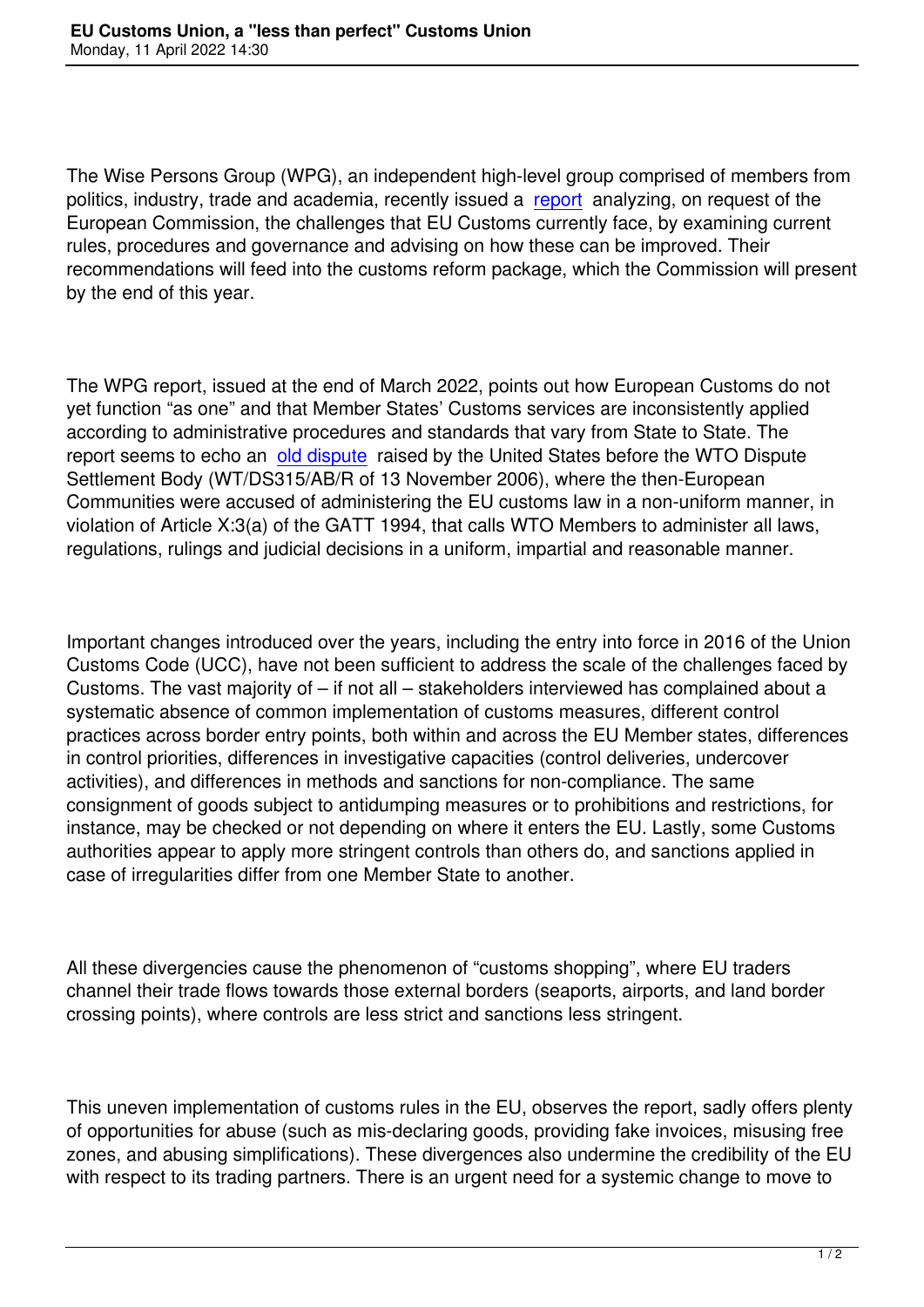The Wise Persons Group (WPG), an independent high-level group comprised of members from politics, industry, trade and academia, recently issued a report analyzing, on request of the European Commission, the challenges that EU Customs currently face, by examining current rules, procedures and governance and advising on how these can be improved. Their recommendations will feed into the customs reform package, which the Commission will present by the end of this year.

The WPG report, issued at the end of March 2022, points out how European Customs do not yet function "as one" and that Member States' Customs services are inconsistently applied according to administrative procedures and standards that vary from State to State. The report seems to echo an old dispute raised by the United States before the WTO Dispute Settlement Body (WT/DS315/AB/R of 13 November 2006), where the then-European Communities were accused of administering the EU customs law in a non-uniform manner, in violation of Article X:3(a) of the GATT 1994, that calls WTO Members to administer all laws, regulations, rulings and judicial decisions in a uniform, impartial and reasonable manner.

Important changes introduced over the years, including the entry into force in 2016 of the Union Customs Code (UCC), have not been sufficient to address the scale of the challenges faced by Customs. The vast majority of – if not all – stakeholders interviewed has complained about a systematic absence of common implementation of customs measures, different control practices across border entry points, both within and across the EU Member states, differences in control priorities, differences in investigative capacities (control deliveries, undercover activities), and differences in methods and sanctions for non-compliance. The same consignment of goods subject to antidumping measures or to prohibitions and restrictions, for instance, may be checked or not depending on where it enters the EU. Lastly, some Customs authorities appear to apply more stringent controls than others do, and sanctions applied in case of irregularities differ from one Member State to another.

All these divergencies cause the phenomenon of "customs shopping", where EU traders channel their trade flows towards those external borders (seaports, airports, and land border crossing points), where controls are less strict and sanctions less stringent.

This uneven implementation of customs rules in the EU, observes the report, sadly offers plenty of opportunities for abuse (such as mis-declaring goods, providing fake invoices, misusing free zones, and abusing simplifications). These divergences also undermine the credibility of the EU with respect to its trading partners. There is an urgent need for a systemic change to move to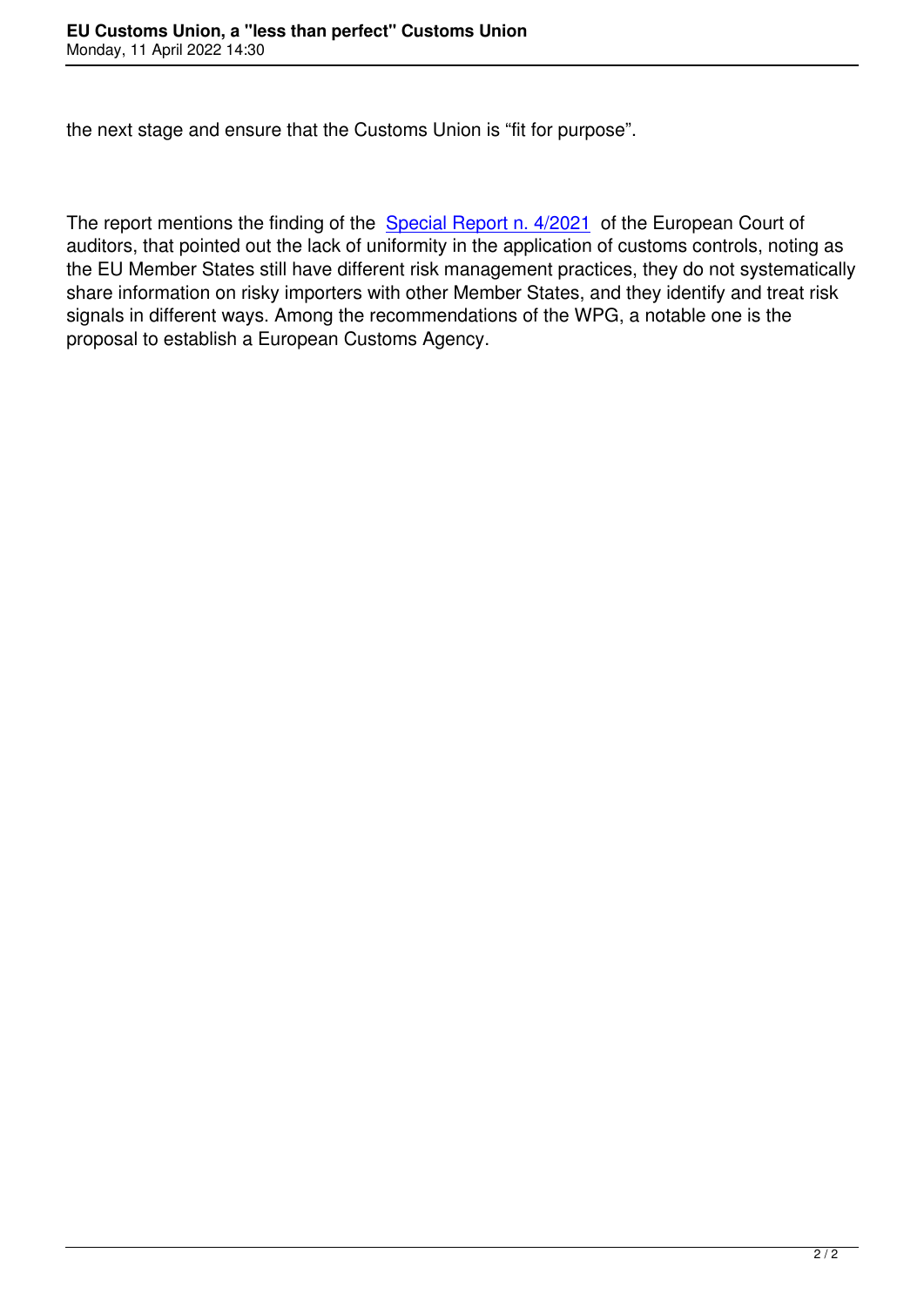the next stage and ensure that the Customs Union is "fit for purpose".

The report mentions the finding of the Special Report n. 4/2021 of the European Court of auditors, that pointed out the lack of uniformity in the application of customs controls, noting as the EU Member States still have different risk management practices, they do not systematically share information on risky importers with other Member States, and they identify and treat risk signals in different ways. Among the recommendations of the WPG, a notable one is the proposal to establish a European Customs Agency.